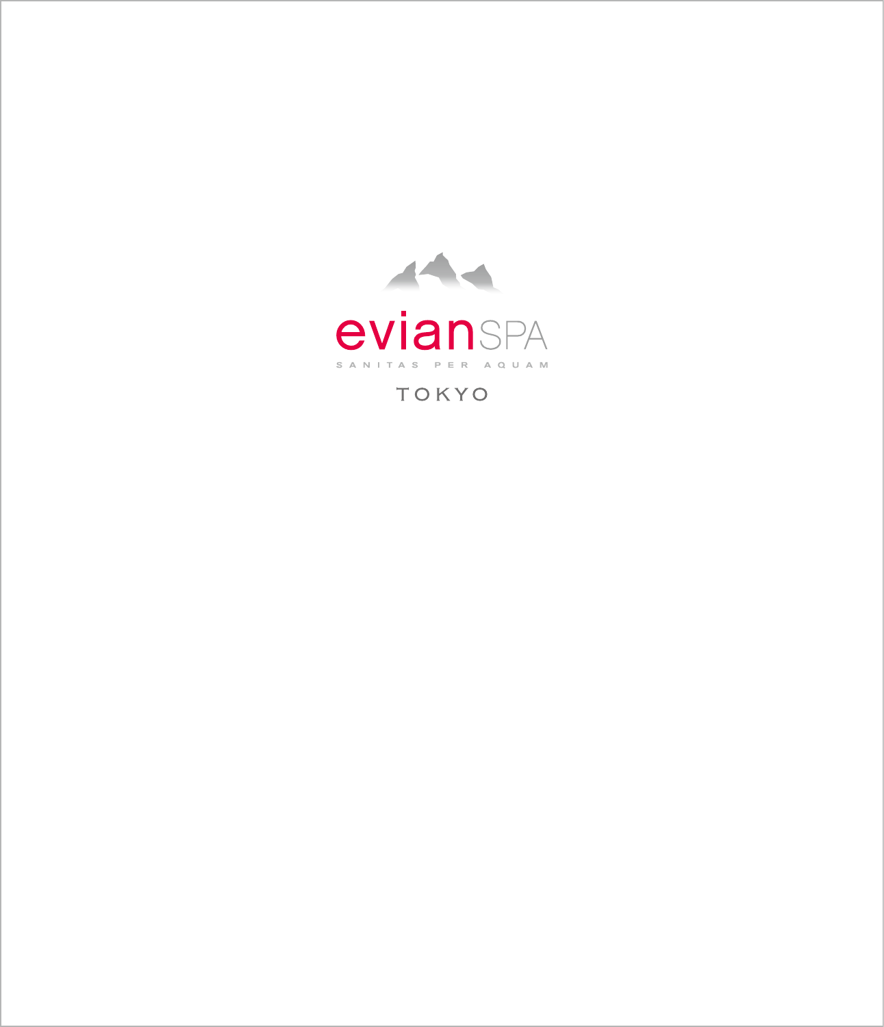# evianSPA

SANITAS PER AQUAM

TOKYO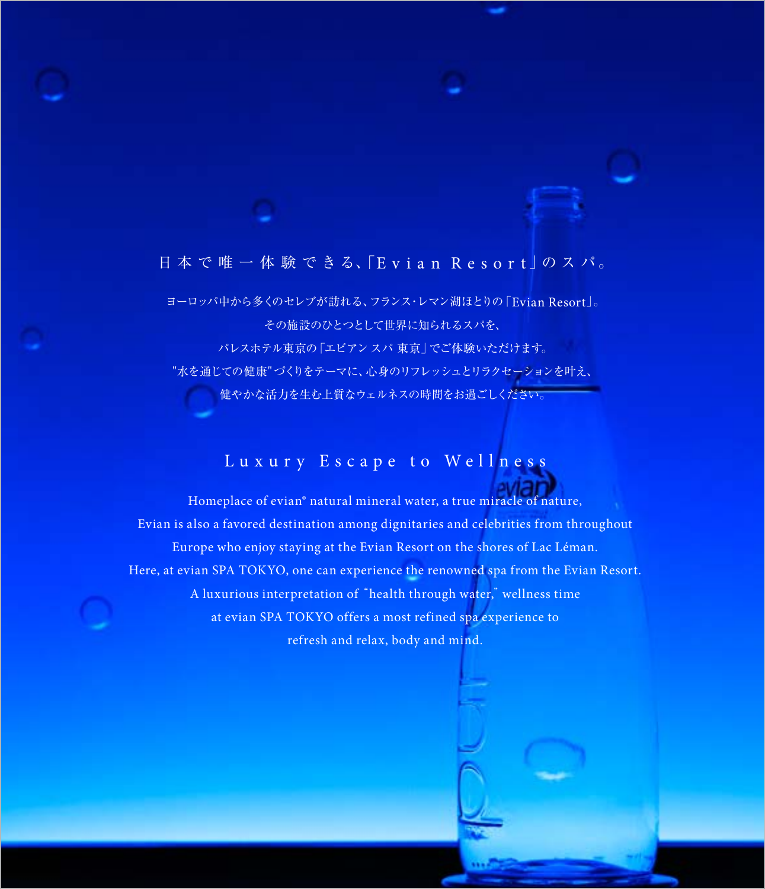## 日本で唯一体験できる、「Evian Resort」のスパ。

ヨーロッパ中から多くのセレブが訪れる、フランス・レマン湖ほとりの「Evian Resort」。
その施設のひとつとして世界に知られるスパを、
パレスホテル東京の「エビアン スパ 東京」でご体験いただけます。
"水を通じての健康"づくりをテーマに、心身のリフレッシュとリラクセーションを叶え、
健やかな活力を生む上質なウェルネスの時間をお過ごしください。

## Luxury Escape to Wellness

Homeplace of evian® natural mineral water, a true miracle of nature,
Evian is also a favored destination among dignitaries and celebrities from throughout
Europe who enjoy staying at the Evian Resort on the shores of Lac Léman.
Here, at evian SPA TOKYO, one can experience the renowned spa from the Evian Resort.
A luxurious interpretation of "health through water," wellness time
at evian SPA TOKYO offers a most refined spa experience to
refresh and relax, body and mind.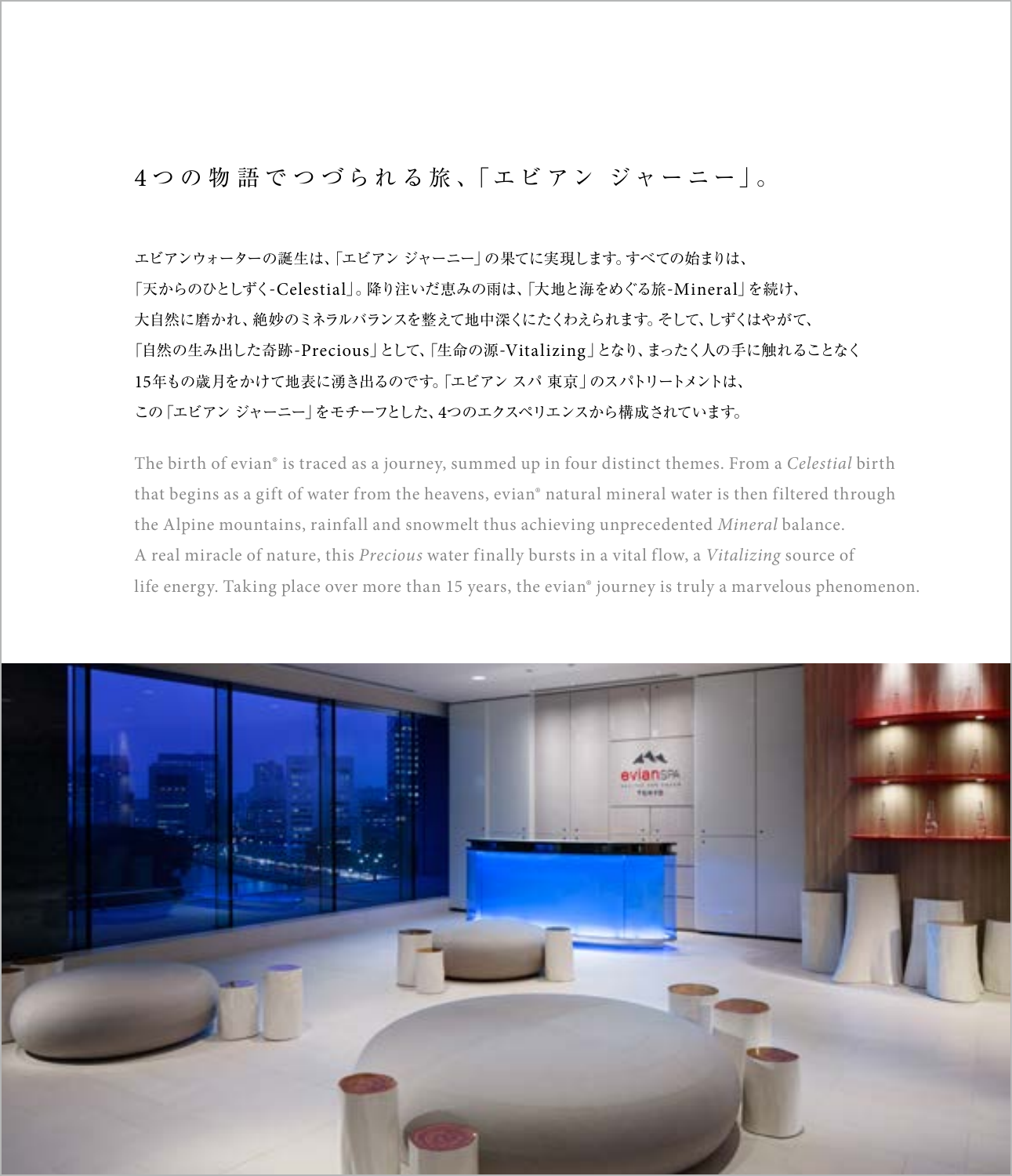## 4つの物語でつづられる旅、「エビアン ジャーニー」。

エビアンウォーターの誕生は、「エビアン ジャーニー」の果てに実現します。すべての始まりは、「天からのひとしずく-Celestial」。降り注いだ恵みの雨は、「大地と海をめぐる旅-Mineral」を続け、大自然に磨かれ、絶妙のミネラルバランスを整えて地中深くにたくわえられます。そして、しずくはやがて、「自然の生み出した奇跡-Precious」として、「生命の源-Vitalizing」となり、まったく人の手に触れることなく15年もの歳月をかけて地表に湧き出るのです。「エビアン スパ 東京」のスパトリートメントは、この「エビアン ジャーニー」をモチーフとした、4つのエクスペリエンスから構成されています。

The birth of evian® is traced as a journey, summed up in four distinct themes. From a *Celestial* birth that begins as a gift of water from the heavens, evian® natural mineral water is then filtered through the Alpine mountains, rainfall and snowmelt thus achieving unprecedented *Mineral* balance. A real miracle of nature, this *Precious* water finally bursts in a vital flow, a *Vitalizing* source of life energy. Taking place over more than 15 years, the evian® journey is truly a marvelous phenomenon.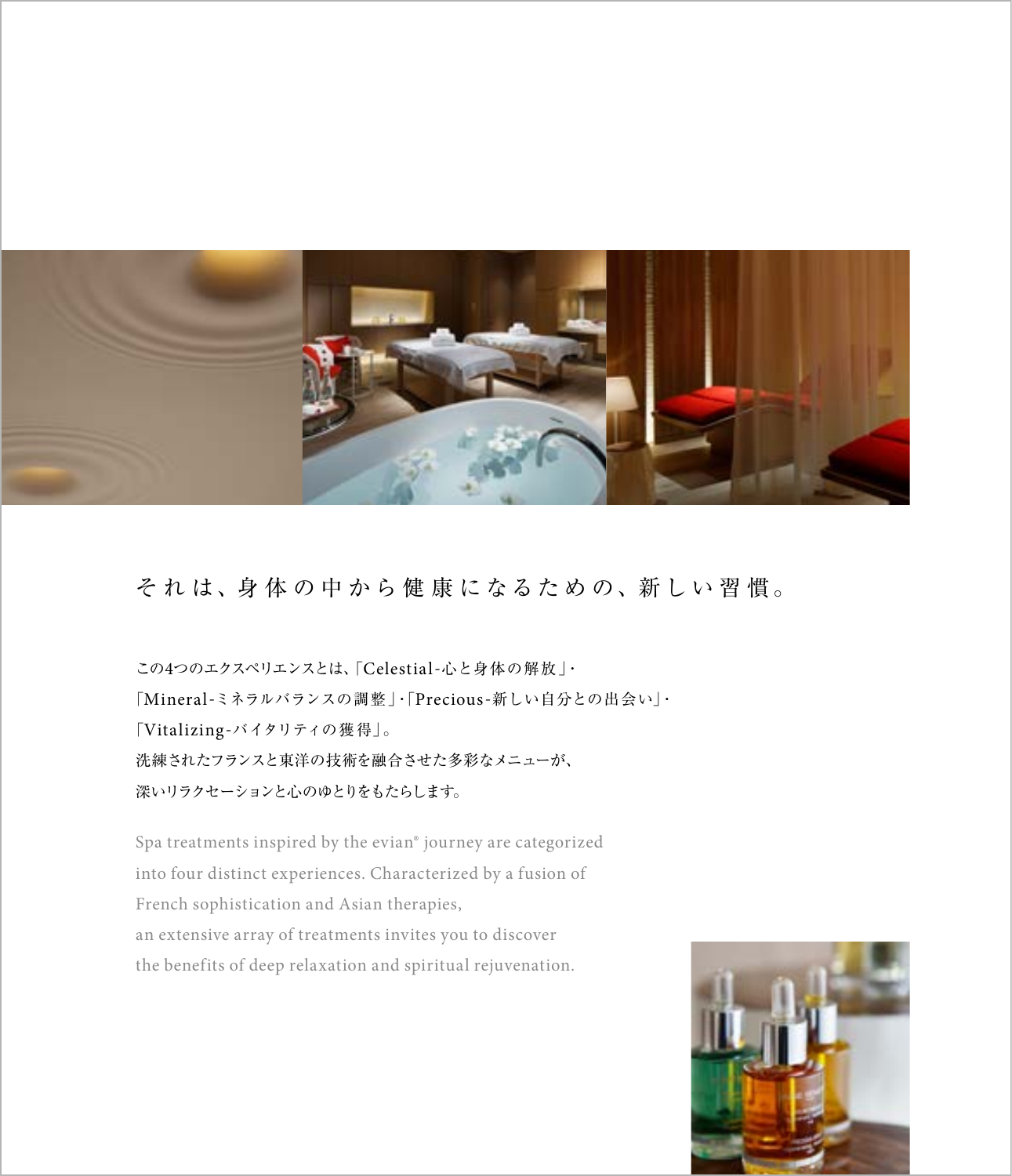## それは、身体の中から健康になるための、新しい習慣。

この4つのエクスペリエンスとは、「Celestial-心と身体の解放」・
「Mineral-ミネラルバランスの調整」・「Precious-新しい自分との出会い」・
「Vitalizing-バイタリティの獲得」。
洗練されたフランスと東洋の技術を融合させた多彩なメニューが、
深いリラクセーションと心のゆとりをもたらします。

Spa treatments inspired by the evian® journey are categorized
into four distinct experiences. Characterized by a fusion of
French sophistication and Asian therapies,
an extensive array of treatments invites you to discover
the benefits of deep relaxation and spiritual rejuvenation.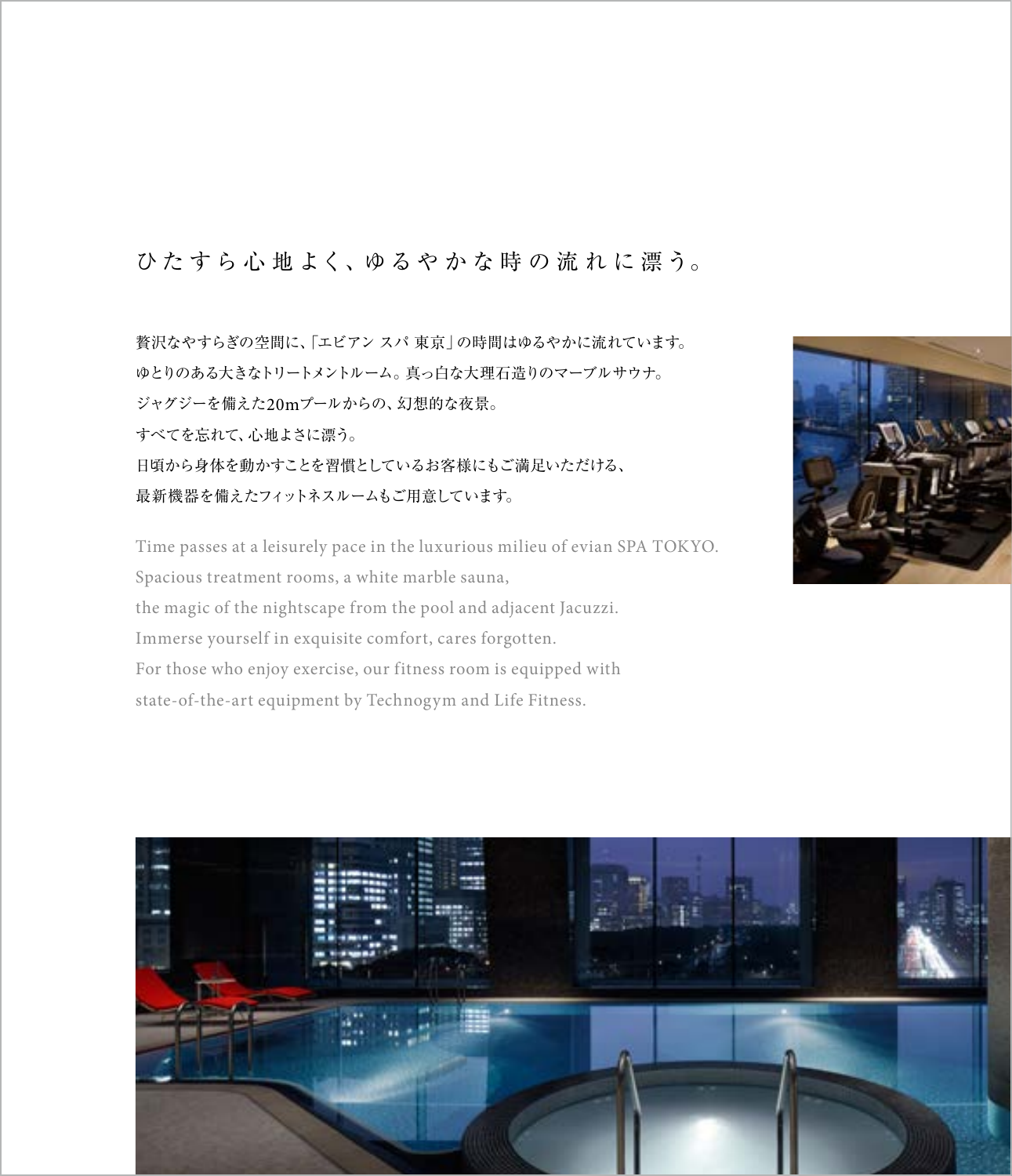## ひたすら心地よく、ゆるやかな時の流れに漂う。

贅沢なやすらぎの空間に、「エビアン スパ 東京」の時間はゆるやかに流れています。
ゆとりのある大きなトリートメントルーム。真っ白な大理石造りのマーブルサウナ。
ジャグジーを備えた20mプールからの、幻想的な夜景。
すべてを忘れて、心地よさに漂う。
日頃から身体を動かすことを習慣としているお客様にもご満足いただける、
最新機器を備えたフィットネスルームもご用意しています。

Time passes at a leisurely pace in the luxurious milieu of evian SPA TOKYO.
Spacious treatment rooms, a white marble sauna,
the magic of the nightscape from the pool and adjacent Jacuzzi.
Immerse yourself in exquisite comfort, cares forgotten.
For those who enjoy exercise, our fitness room is equipped with
state-of-the-art equipment by Technogym and Life Fitness.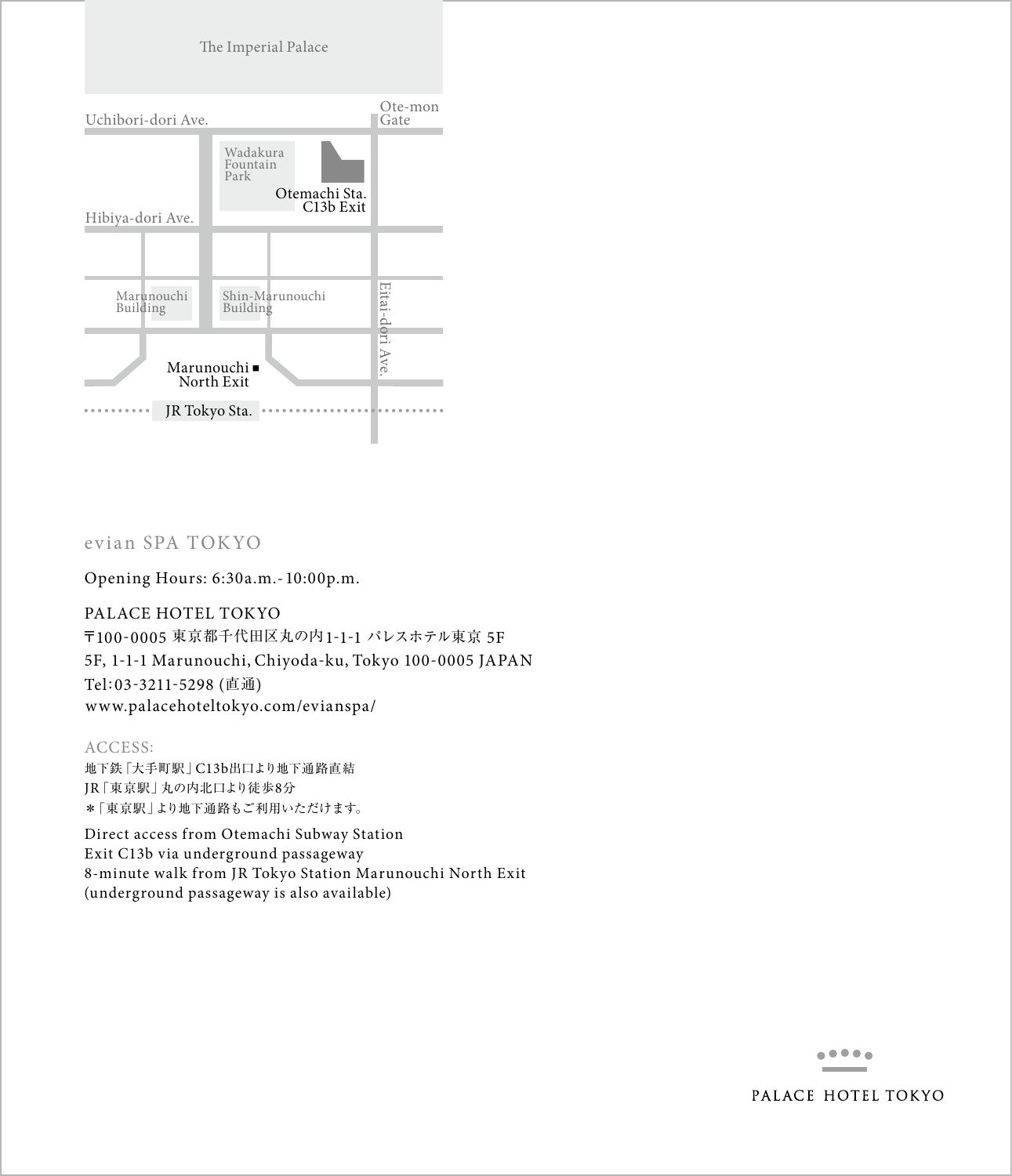The Imperial Palace

Uchibori-dori Ave.

Ote-mon Gate

Wadakura Fountain Park

Otemachi Sta. C13b Exit

Hibiya-dori Ave.

Marunouchi Building

Shin-Marunouchi Building

Eitai-dori Ave.

Marunouchi North Exit

JR Tokyo Sta.

## evian SPA TOKYO

Opening Hours: 6:30a.m.-10:00p.m.

PALACE HOTEL TOKYO
〒100-0005 東京都千代田区丸の内1-1-1 パレスホテル東京 5F
5F, 1-1-1 Marunouchi, Chiyoda-ku, Tokyo 100-0005 JAPAN
Tel:03-3211-5298 (直通)
www.palacehoteltokyo.com/evianspa/

### ACCESS:

地下鉄「大手町駅」C13b出口より地下通路直結
JR「東京駅」丸の内北口より徒歩8分
＊「東京駅」より地下通路もご利用いただけます。

Direct access from Otemachi Subway Station
Exit C13b via underground passageway
8-minute walk from JR Tokyo Station Marunouchi North Exit
(underground passageway is also available)

PALACE HOTEL TOKYO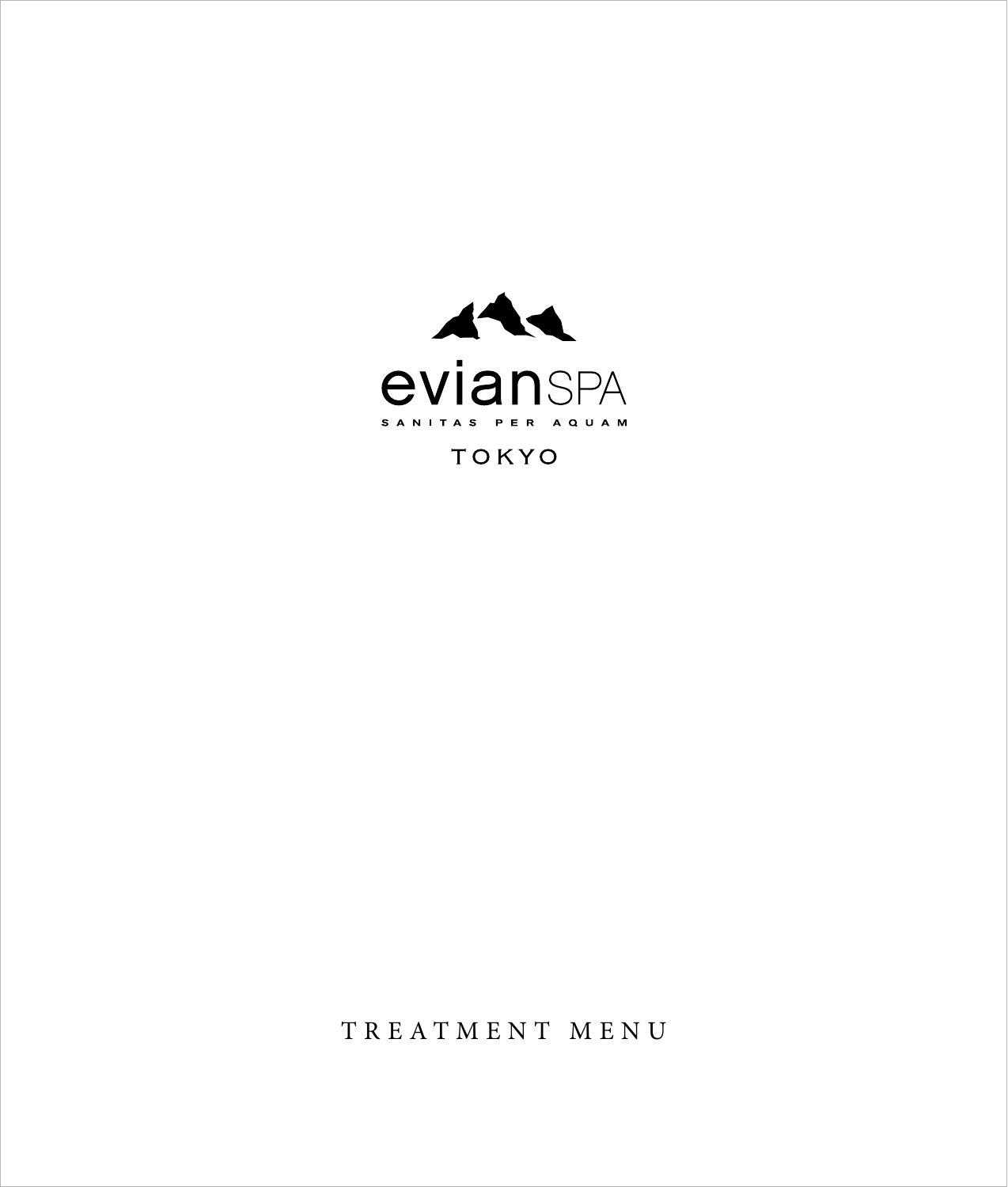# evianSPA

SANITAS PER AQUAM

TOKYO

TREATMENT MENU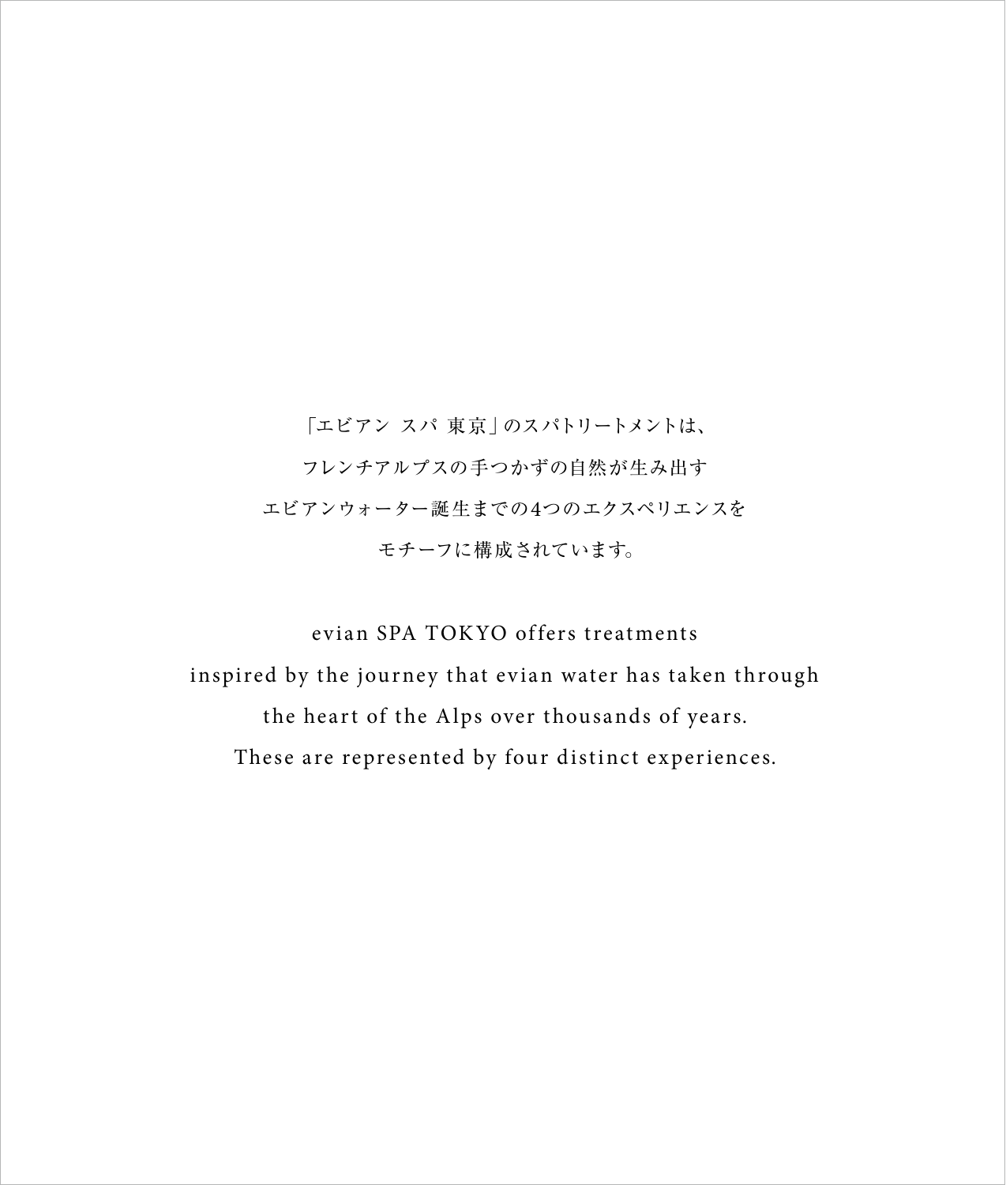「エビアン スパ 東京」のスパトリートメントは、
フレンチアルプスの手つかずの自然が生み出す
エビアンウォーター誕生までの4つのエクスペリエンスを
モチーフに構成されています。

evian SPA TOKYO offers treatments
inspired by the journey that evian water has taken through
the heart of the Alps over thousands of years.
These are represented by four distinct experiences.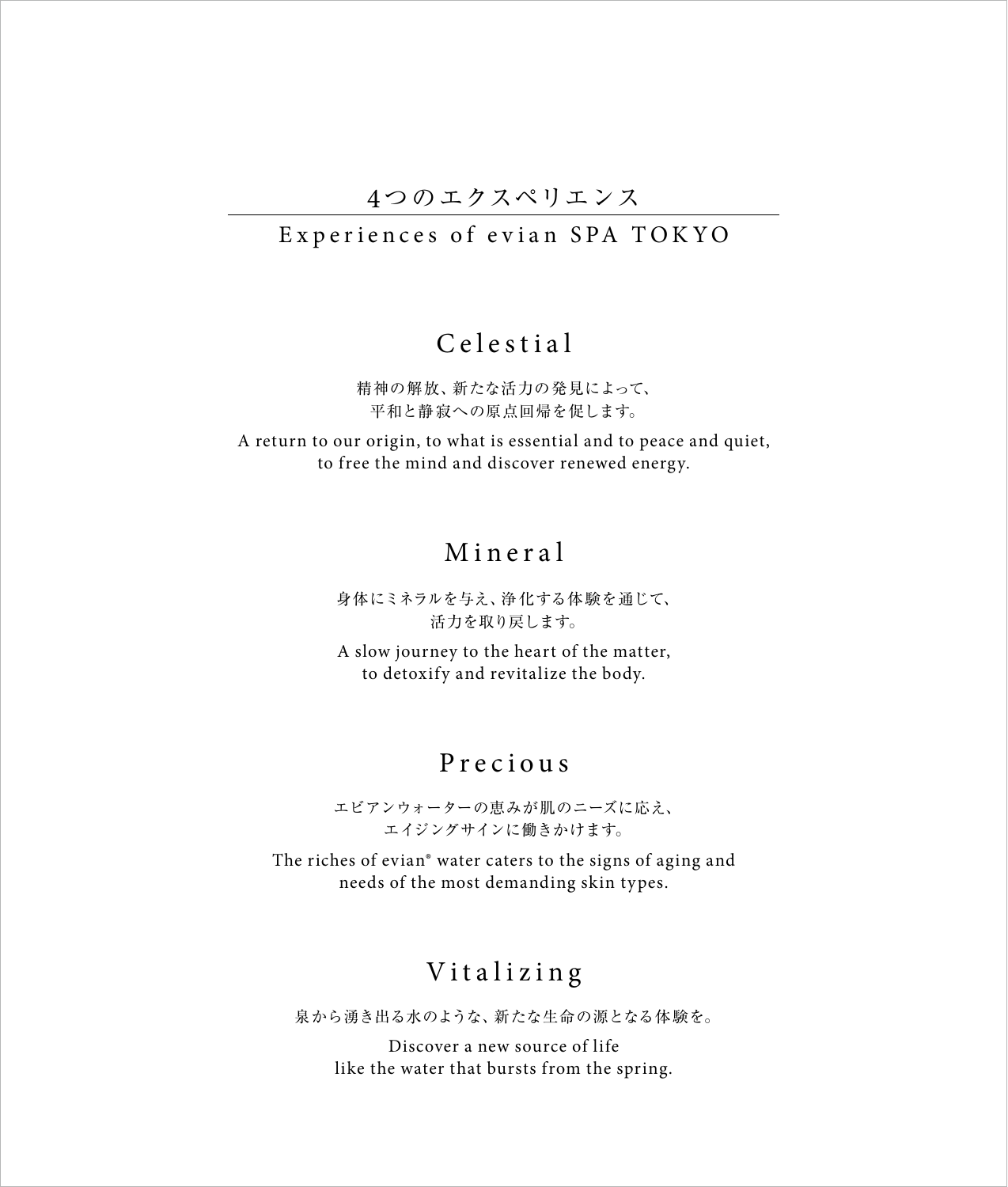# 4つのエクスペリエンス

Experiences of evian SPA TOKYO

## Celestial

精神の解放、新たな活力の発見によって、
平和と静寂への原点回帰を促します。

A return to our origin, to what is essential and to peace and quiet,
to free the mind and discover renewed energy.

## Mineral

身体にミネラルを与え、浄化する体験を通じて、
活力を取り戻します。

A slow journey to the heart of the matter,
to detoxify and revitalize the body.

## Precious

エビアンウォーターの恵みが肌のニーズに応え、
エイジングサインに働きかけます。

The riches of evian® water caters to the signs of aging and
needs of the most demanding skin types.

## Vitalizing

泉から湧き出る水のような、新たな生命の源となる体験を。

Discover a new source of life
like the water that bursts from the spring.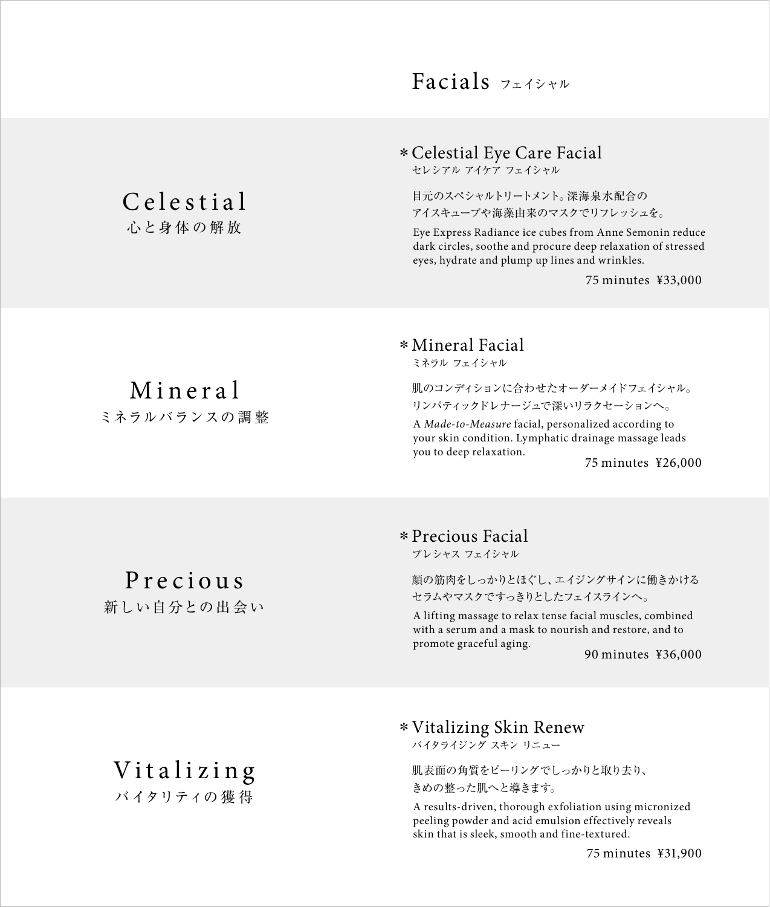# Facials フェイシャル

## Celestial
心と身体の解放

### ＊Celestial Eye Care Facial
セレシアル アイケア フェイシャル

目元のスペシャルトリートメント。深海泉水配合の
アイスキューブや海藻由来のマスクでリフレッシュを。

Eye Express Radiance ice cubes from Anne Semonin reduce dark circles, soothe and procure deep relaxation of stressed eyes, hydrate and plump up lines and wrinkles.

75 minutes ¥33,000

## Mineral
ミネラルバランスの調整

### ＊Mineral Facial
ミネラル フェイシャル

肌のコンディションに合わせたオーダーメイドフェイシャル。
リンパティックドレナージュで深いリラクセーションへ。

A *Made-to-Measure* facial, personalized according to your skin condition. Lymphatic drainage massage leads you to deep relaxation.

75 minutes ¥26,000

## Precious
新しい自分との出会い

### ＊Precious Facial
プレシャス フェイシャル

顔の筋肉をしっかりとほぐし、エイジングサインに働きかける
セラムやマスクですっきりとしたフェイスラインへ。

A lifting massage to relax tense facial muscles, combined with a serum and a mask to nourish and restore, and to promote graceful aging.

90 minutes ¥36,000

## Vitalizing
バイタリティの獲得

### ＊Vitalizing Skin Renew
バイタライジング スキン リニュー

肌表面の角質をピーリングでしっかりと取り去り、
きめの整った肌へと導きます。

A results-driven, thorough exfoliation using micronized peeling powder and acid emulsion effectively reveals skin that is sleek, smooth and fine-textured.

75 minutes ¥31,900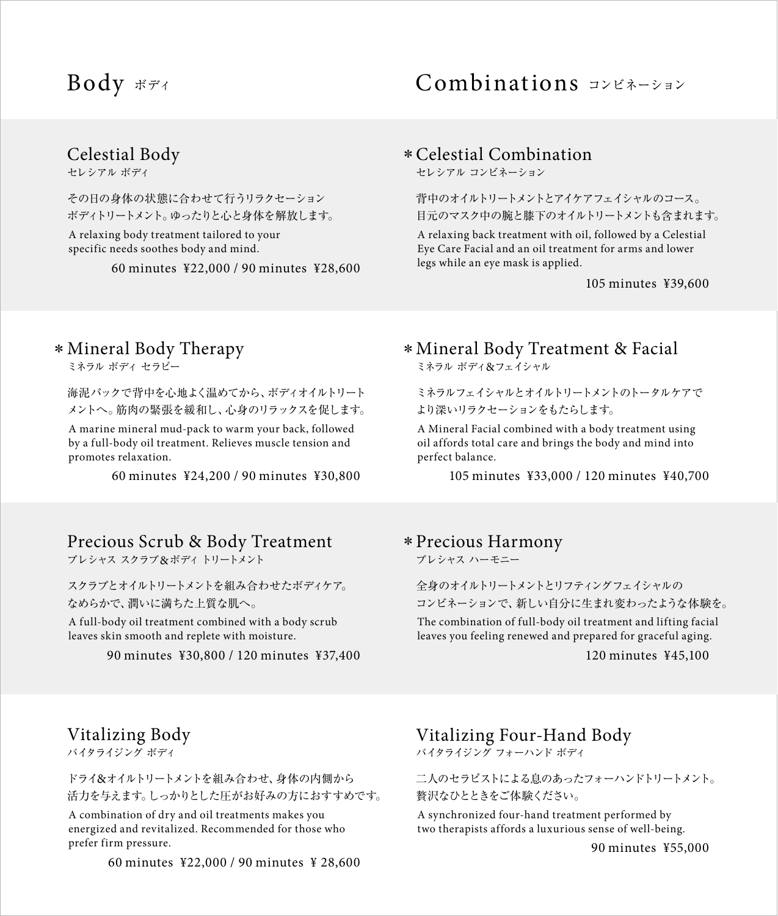# Body ボディ

## Celestial Body
セレシアル ボディ

その日の身体の状態に合わせて行うリラクセーション
ボディトリートメント。ゆったりと心と身体を解放します。

A relaxing body treatment tailored to your specific needs soothes body and mind.

60 minutes ¥22,000 / 90 minutes ¥28,600

## * Mineral Body Therapy
ミネラル ボディ セラピー

海泥パックで背中を心地よく温めてから、ボディオイルトリートメントへ。筋肉の緊張を緩和し、心身のリラックスを促します。

A marine mineral mud-pack to warm your back, followed by a full-body oil treatment. Relieves muscle tension and promotes relaxation.

60 minutes ¥24,200 / 90 minutes ¥30,800

## Precious Scrub & Body Treatment
プレシャス スクラブ&ボディ トリートメント

スクラブとオイルトリートメントを組み合わせたボディケア。
なめらかで、潤いに満ちた上質な肌へ。

A full-body oil treatment combined with a body scrub leaves skin smooth and replete with moisture.

90 minutes ¥30,800 / 120 minutes ¥37,400

## Vitalizing Body
バイタライジング ボディ

ドライ&オイルトリートメントを組み合わせ、身体の内側から
活力を与えます。しっかりとした圧がお好みの方におすすめです。

A combination of dry and oil treatments makes you energized and revitalized. Recommended for those who prefer firm pressure.

60 minutes ¥22,000 / 90 minutes ¥ 28,600

# Combinations コンビネーション

## * Celestial Combination
セレシアル コンビネーション

背中のオイルトリートメントとアイケアフェイシャルのコース。
目元のマスク中の腕と膝下のオイルトリートメントも含まれます。

A relaxing back treatment with oil, followed by a Celestial Eye Care Facial and an oil treatment for arms and lower legs while an eye mask is applied.

105 minutes ¥39,600

## * Mineral Body Treatment & Facial
ミネラル ボディ&フェイシャル

ミネラルフェイシャルとオイルトリートメントのトータルケアで
より深いリラクセーションをもたらします。

A Mineral Facial combined with a body treatment using oil affords total care and brings the body and mind into perfect balance.

105 minutes ¥33,000 / 120 minutes ¥40,700

## * Precious Harmony
プレシャス ハーモニー

全身のオイルトリートメントとリフティングフェイシャルの
コンビネーションで、新しい自分に生まれ変わったような体験を。

The combination of full-body oil treatment and lifting facial leaves you feeling renewed and prepared for graceful aging.

120 minutes ¥45,100

## Vitalizing Four-Hand Body
バイタライジング フォーハンド ボディ

二人のセラピストによる息のあったフォーハンドトリートメント。
贅沢なひとときをご体験ください。

A synchronized four-hand treatment performed by two therapists affords a luxurious sense of well-being.

90 minutes ¥55,000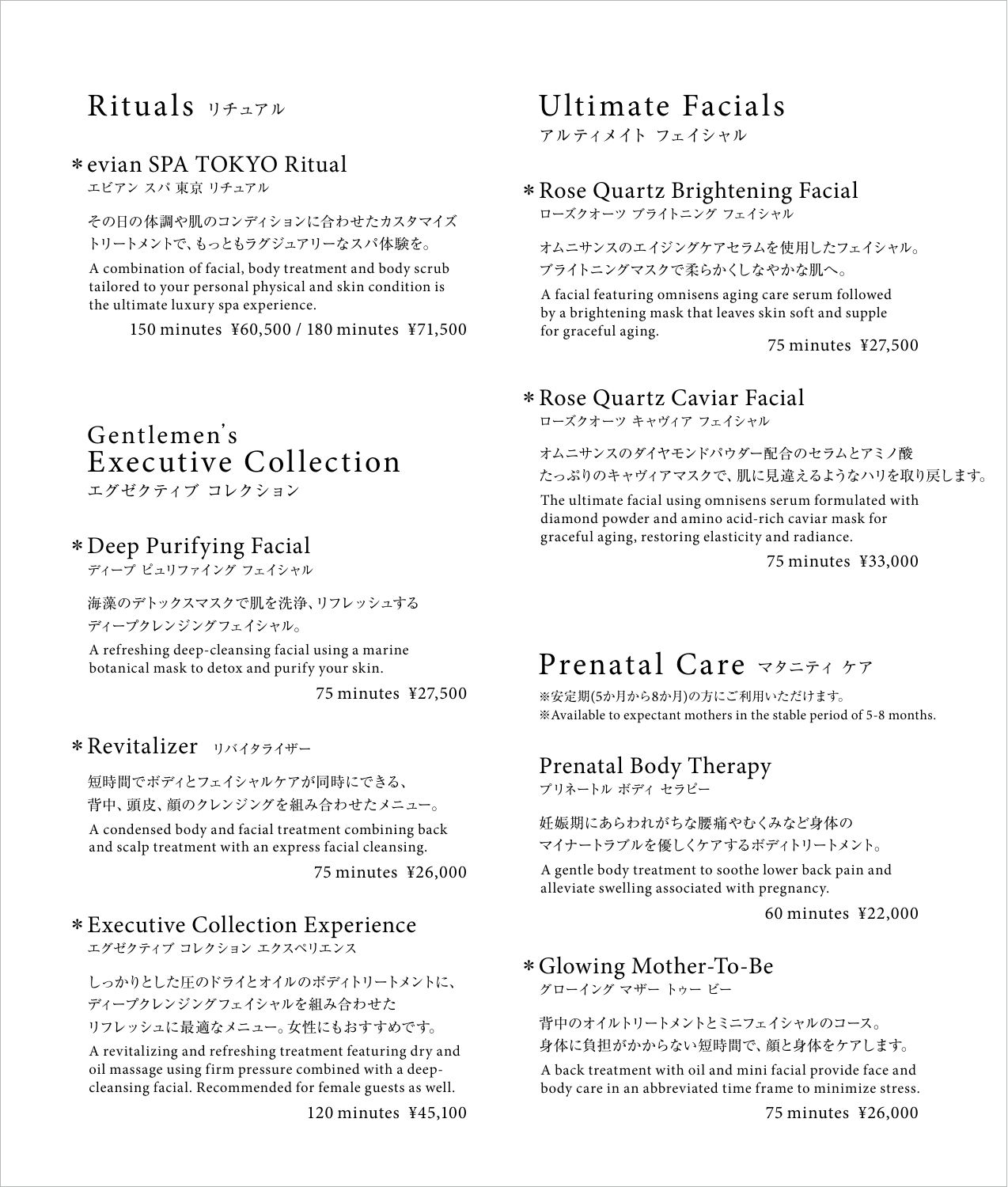## Rituals リチュアル

### ＊evian SPA TOKYO Ritual

エビアン スパ 東京 リチュアル

その日の体調や肌のコンディションに合わせたカスタマイズトリートメントで、もっともラグジュアリーなスパ体験を。

A combination of facial, body treatment and body scrub tailored to your personal physical and skin condition is the ultimate luxury spa experience.

150 minutes ¥60,500 / 180 minutes ¥71,500

## Gentlemen's Executive Collection

エグゼクティブ コレクション

### ＊Deep Purifying Facial

ディープ ピュリファイング フェイシャル

海藻のデトックスマスクで肌を洗浄、リフレッシュするディープクレンジングフェイシャル。

A refreshing deep-cleansing facial using a marine botanical mask to detox and purify your skin.

75 minutes ¥27,500

### ＊Revitalizer リバイタライザー

短時間でボディとフェイシャルケアが同時にできる、背中、頭皮、顔のクレンジングを組み合わせたメニュー。

A condensed body and facial treatment combining back and scalp treatment with an express facial cleansing.

75 minutes ¥26,000

### ＊Executive Collection Experience

エグゼクティブ コレクション エクスペリエンス

しっかりとした圧のドライとオイルのボディトリートメントに、ディープクレンジングフェイシャルを組み合わせたリフレッシュに最適なメニュー。女性にもおすすめです。

A revitalizing and refreshing treatment featuring dry and oil massage using firm pressure combined with a deep-cleansing facial. Recommended for female guests as well.

120 minutes ¥45,100

## Ultimate Facials

アルティメイト フェイシャル

### ＊Rose Quartz Brightening Facial

ローズクオーツ ブライトニング フェイシャル

オムニサンスのエイジングケアセラムを使用したフェイシャル。ブライトニングマスクで柔らかくしなやかな肌へ。

A facial featuring omnisens aging care serum followed by a brightening mask that leaves skin soft and supple for graceful aging.

75 minutes ¥27,500

### ＊Rose Quartz Caviar Facial

ローズクオーツ キャヴィア フェイシャル

オムニサンスのダイヤモンドパウダー配合のセラムとアミノ酸たっぷりのキャヴィアマスクで、肌に見違えるようなハリを取り戻します。

The ultimate facial using omnisens serum formulated with diamond powder and amino acid-rich caviar mask for graceful aging, restoring elasticity and radiance.

75 minutes ¥33,000

## Prenatal Care マタニティ ケア

※安定期(5か月から8か月)の方にご利用いただけます。
※Available to expectant mothers in the stable period of 5-8 months.

### Prenatal Body Therapy

プリネートル ボディ セラピー

妊娠期にあらわれがちな腰痛やむくみなど身体のマイナートラブルを優しくケアするボディトリートメント。

A gentle body treatment to soothe lower back pain and alleviate swelling associated with pregnancy.

60 minutes ¥22,000

### ＊Glowing Mother-To-Be

グローイング マザー トゥー ビー

背中のオイルトリートメントとミニフェイシャルのコース。身体に負担がかからない短時間で、顔と身体をケアします。

A back treatment with oil and mini facial provide face and body care in an abbreviated time frame to minimize stress.

75 minutes ¥26,000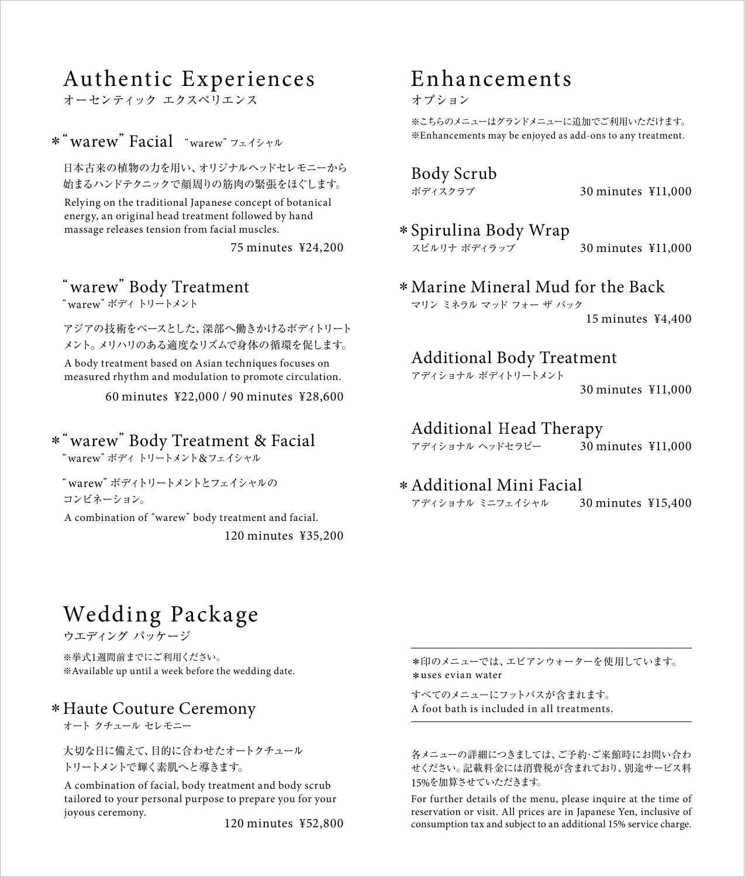## Authentic Experiences

オーセンティック エクスペリエンス

### *“warew” Facial “warew” フェイシャル

日本古来の植物の力を用い、オリジナルヘッドセレモニーから始まるハンドテクニックで顔周りの筋肉の緊張をほぐします。

Relying on the traditional Japanese concept of botanical energy, an original head treatment followed by hand massage releases tension from facial muscles.

75 minutes ¥24,200

### “warew” Body Treatment

“warew” ボディ トリートメント

アジアの技術をベースとした、深部へ働きかけるボディトリートメント。メリハリのある適度なリズムで身体の循環を促します。

A body treatment based on Asian techniques focuses on measured rhythm and modulation to promote circulation.

60 minutes ¥22,000 / 90 minutes ¥28,600

### *“warew” Body Treatment & Facial

“warew” ボディ トリートメント＆フェイシャル

“warew” ボディトリートメントとフェイシャルのコンビネーション。

A combination of “warew” body treatment and facial.

120 minutes ¥35,200

## Enhancements

オプション

※こちらのメニューはグランドメニューに追加でご利用いただけます。
※Enhancements may be enjoyed as add-ons to any treatment.

### Body Scrub

ボディスクラブ 30 minutes ¥11,000

### *Spirulina Body Wrap

スピルリナ ボディラップ 30 minutes ¥11,000

### *Marine Mineral Mud for the Back

マリン ミネラル マッド フォー ザ バック 15 minutes ¥4,400

### Additional Body Treatment

アディショナル ボディトリートメント 30 minutes ¥11,000

### Additional Head Therapy

アディショナル ヘッドセラピー 30 minutes ¥11,000

### *Additional Mini Facial

アディショナル ミニフェイシャル 30 minutes ¥15,400

## Wedding Package

ウエディング パッケージ

※挙式1週間前までにご利用ください。
※Available up until a week before the wedding date.

### *Haute Couture Ceremony

オート クチュール セレモニー

大切な日に備えて、目的に合わせたオートクチュールトリートメントで輝く素肌へと導きます。

A combination of facial, body treatment and body scrub tailored to your personal purpose to prepare you for your joyous ceremony.

120 minutes ¥52,800

---

*印のメニューでは、エビアンウォーターを使用しています。
*uses evian water

すべてのメニューにフットバスが含まれます。
A foot bath is included in all treatments.

---

各メニューの詳細につきましては、ご予約･ご来館時にお問い合わせください。記載料金には消費税が含まれており、別途サービス料15%を加算させていただきます。

For further details of the menu, please inquire at the time of reservation or visit. All prices are in Japanese Yen, inclusive of consumption tax and subject to an additional 15% service charge.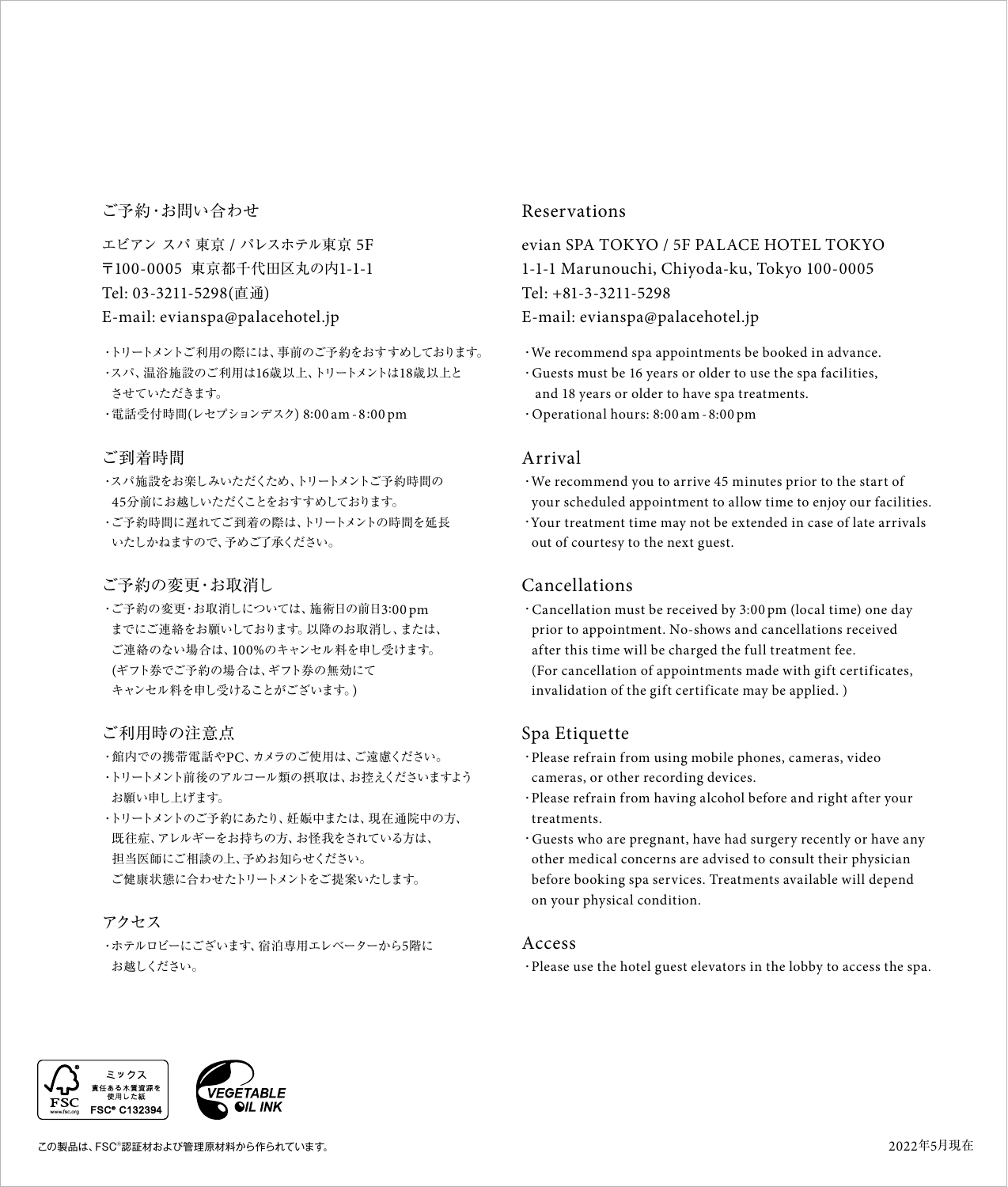## ご予約・お問い合わせ

エビアン スパ 東京 / パレスホテル東京 5F
〒100-0005 東京都千代田区丸の内1-1-1
Tel: 03-3211-5298(直通)
E-mail: evianspa@palacehotel.jp

- トリートメントご利用の際には、事前のご予約をおすすめしております。
- スパ、温浴施設のご利用は16歳以上、トリートメントは18歳以上とさせていただきます。
- 電話受付時間(レセプションデスク) 8:00 am - 8:00 pm

## ご到着時間

- スパ施設をお楽しみいただくため、トリートメントご予約時間の45分前にお越しいただくことをおすすめしております。
- ご予約時間に遅れてご到着の際は、トリートメントの時間を延長いたしかねますので、予めご了承ください。

## ご予約の変更・お取消し

- ご予約の変更・お取消しについては、施術日の前日3:00 pmまでにご連絡をお願いしております。以降のお取消し、または、ご連絡のない場合は、100%のキャンセル料を申し受けます。(ギフト券でご予約の場合は、ギフト券の無効にてキャンセル料を申し受けることがございます。)

## ご利用時の注意点

- 館内での携帯電話やPC、カメラのご使用は、ご遠慮ください。
- トリートメント前後のアルコール類の摂取は、お控えくださいますようお願い申し上げます。
- トリートメントのご予約にあたり、妊娠中または、現在通院中の方、既往症、アレルギーをお持ちの方、お怪我をされている方は、担当医師にご相談の上、予めお知らせください。ご健康状態に合わせたトリートメントをご提案いたします。

## アクセス

- ホテルロビーにございます、宿泊専用エレベーターから5階にお越しください。

## Reservations

evian SPA TOKYO / 5F PALACE HOTEL TOKYO
1-1-1 Marunouchi, Chiyoda-ku, Tokyo 100-0005
Tel: +81-3-3211-5298
E-mail: evianspa@palacehotel.jp

- We recommend spa appointments be booked in advance.
- Guests must be 16 years or older to use the spa facilities, and 18 years or older to have spa treatments.
- Operational hours: 8:00 am - 8:00 pm

## Arrival

- We recommend you to arrive 45 minutes prior to the start of your scheduled appointment to allow time to enjoy our facilities.
- Your treatment time may not be extended in case of late arrivals out of courtesy to the next guest.

## Cancellations

- Cancellation must be received by 3:00 pm (local time) one day prior to appointment. No-shows and cancellations received after this time will be charged the full treatment fee. (For cancellation of appointments made with gift certificates, invalidation of the gift certificate may be applied. )

## Spa Etiquette

- Please refrain from using mobile phones, cameras, video cameras, or other recording devices.
- Please refrain from having alcohol before and right after your treatments.
- Guests who are pregnant, have had surgery recently or have any other medical concerns are advised to consult their physician before booking spa services. Treatments available will depend on your physical condition.

## Access

- Please use the hotel guest elevators in the lobby to access the spa.

FSC ミックス 責任ある木質資源を使用した紙 FSC® C132394

VEGETABLE OIL INK

この製品は、FSC®認証材および管理原材料から作られています。

2022年5月現在